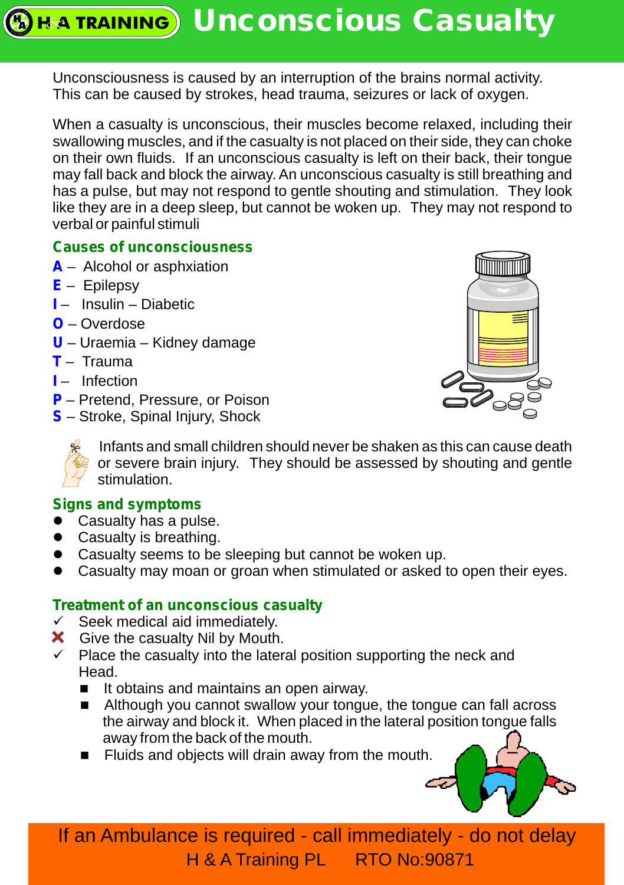# H&A TRAINING Unconscious Casualty

Unconsciousness is caused by an interruption of the brains normal activity. This can be caused by strokes, head trauma, seizures or lack of oxygen.

When a casualty is unconscious, their muscles become relaxed, including their swallowing muscles, and if the casualty is not placed on their side, they can choke on their own fluids. If an unconscious casualty is left on their back, their tongue may fall back and block the airway. An unconscious casualty is still breathing and has a pulse, but may not respond to gentle shouting and stimulation. They look like they are in a deep sleep, but cannot be woken up. They may not respond to verbal or painful stimuli

## Causes of unconsciousness

**A** – Alcohol or asphxiation
**E** – Epilepsy
**I** – Insulin – Diabetic
**O** – Overdose
**U** – Uraemia – Kidney damage
**T** – Trauma
**I** – Infection
**P** – Pretend, Pressure, or Poison
**S** – Stroke, Spinal Injury, Shock

Infants and small children should never be shaken as this can cause death or severe brain injury. They should be assessed by shouting and gentle stimulation.

## Signs and symptoms

- Casualty has a pulse.
- Casualty is breathing.
- Casualty seems to be sleeping but cannot be woken up.
- Casualty may moan or groan when stimulated or asked to open their eyes.

## Treatment of an unconscious casualty

- ✓ Seek medical aid immediately.
- ✗ Give the casualty Nil by Mouth.
- ✓ Place the casualty into the lateral position supporting the neck and Head.
  - It obtains and maintains an open airway.
  - Although you cannot swallow your tongue, the tongue can fall across the airway and block it. When placed in the lateral position tongue falls away from the back of the mouth.
  - Fluids and objects will drain away from the mouth.

If an Ambulance is required - call immediately - do not delay

H & A Training PL RTO No:90871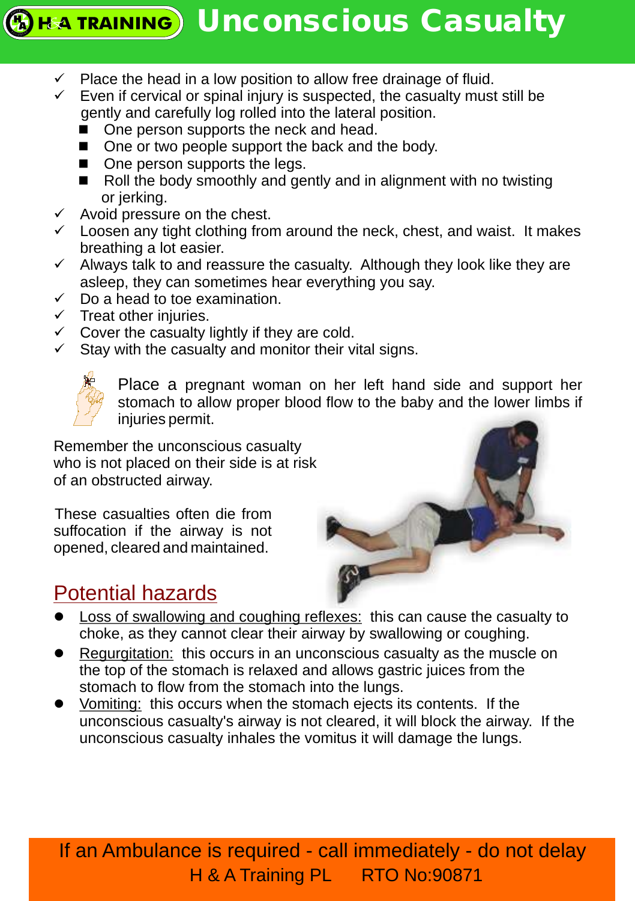# Unconscious Casualty

- ✓ Place the head in a low position to allow free drainage of fluid.
- ✓ Even if cervical or spinal injury is suspected, the casualty must still be gently and carefully log rolled into the lateral position.
  - One person supports the neck and head.
  - One or two people support the back and the body.
  - One person supports the legs.
  - Roll the body smoothly and gently and in alignment with no twisting or jerking.
- ✓ Avoid pressure on the chest.
- ✓ Loosen any tight clothing from around the neck, chest, and waist. It makes breathing a lot easier.
- ✓ Always talk to and reassure the casualty. Although they look like they are asleep, they can sometimes hear everything you say.
- ✓ Do a head to toe examination.
- ✓ Treat other injuries.
- ✓ Cover the casualty lightly if they are cold.
- ✓ Stay with the casualty and monitor their vital signs.

Place a pregnant woman on her left hand side and support her stomach to allow proper blood flow to the baby and the lower limbs if injuries permit.

Remember the unconscious casualty who is not placed on their side is at risk of an obstructed airway.

These casualties often die from suffocation if the airway is not opened, cleared and maintained.

## Potential hazards

- Loss of swallowing and coughing reflexes: this can cause the casualty to choke, as they cannot clear their airway by swallowing or coughing.
- Regurgitation: this occurs in an unconscious casualty as the muscle on the top of the stomach is relaxed and allows gastric juices from the stomach to flow from the stomach into the lungs.
- Vomiting: this occurs when the stomach ejects its contents. If the unconscious casualty's airway is not cleared, it will block the airway. If the unconscious casualty inhales the vomitus it will damage the lungs.

If an Ambulance is required - call immediately - do not delay

H & A Training PL RTO No:90871